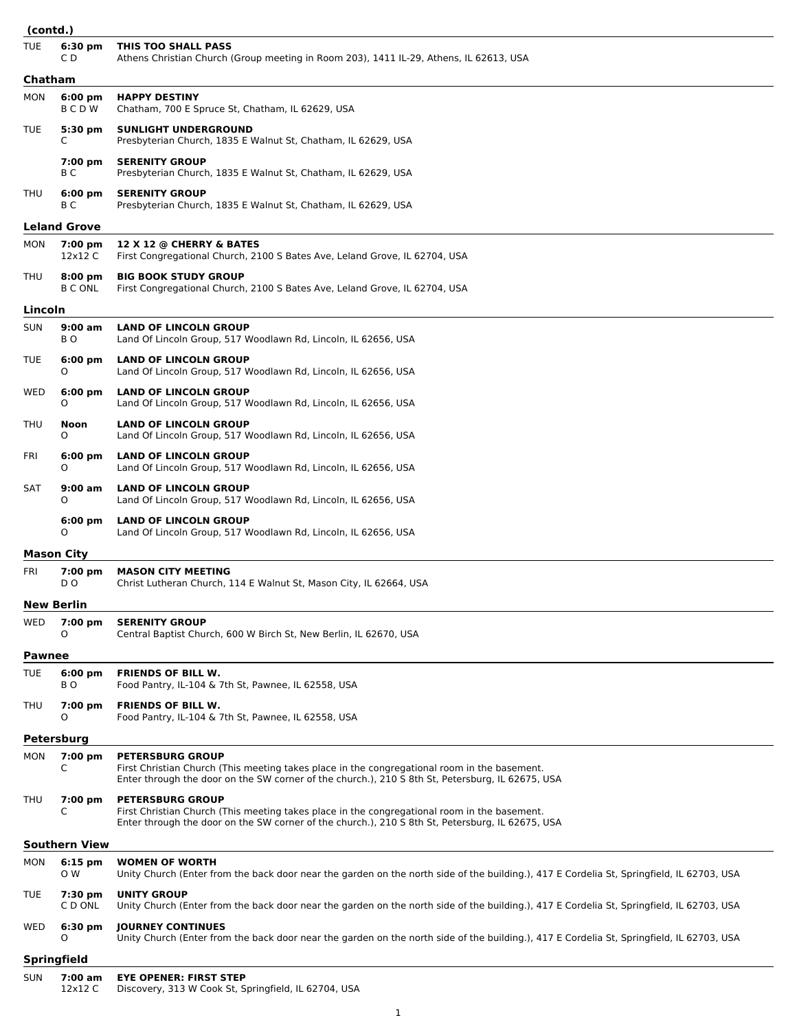**(contd.)**

| | | |
|---|---|---|
| TUE | **6:30 pm** C D | **THIS TOO SHALL PASS** Athens Christian Church (Group meeting in Room 203), 1411 IL-29, Athens, IL 62613, USA |

## Chatham

| | | |
|---|---|---|
| MON | **6:00 pm** B C D W | **HAPPY DESTINY** Chatham, 700 E Spruce St, Chatham, IL 62629, USA |
| TUE | **5:30 pm** C | **SUNLIGHT UNDERGROUND** Presbyterian Church, 1835 E Walnut St, Chatham, IL 62629, USA |
| | **7:00 pm** B C | **SERENITY GROUP** Presbyterian Church, 1835 E Walnut St, Chatham, IL 62629, USA |
| THU | **6:00 pm** B C | **SERENITY GROUP** Presbyterian Church, 1835 E Walnut St, Chatham, IL 62629, USA |

## Leland Grove

| | | |
|---|---|---|
| MON | **7:00 pm** 12x12 C | **12 X 12 @ CHERRY & BATES** First Congregational Church, 2100 S Bates Ave, Leland Grove, IL 62704, USA |
| THU | **8:00 pm** B C ONL | **BIG BOOK STUDY GROUP** First Congregational Church, 2100 S Bates Ave, Leland Grove, IL 62704, USA |

## Lincoln

| | | |
|---|---|---|
| SUN | **9:00 am** B O | **LAND OF LINCOLN GROUP** Land Of Lincoln Group, 517 Woodlawn Rd, Lincoln, IL 62656, USA |
| TUE | **6:00 pm** O | **LAND OF LINCOLN GROUP** Land Of Lincoln Group, 517 Woodlawn Rd, Lincoln, IL 62656, USA |
| WED | **6:00 pm** O | **LAND OF LINCOLN GROUP** Land Of Lincoln Group, 517 Woodlawn Rd, Lincoln, IL 62656, USA |
| THU | **Noon** O | **LAND OF LINCOLN GROUP** Land Of Lincoln Group, 517 Woodlawn Rd, Lincoln, IL 62656, USA |
| FRI | **6:00 pm** O | **LAND OF LINCOLN GROUP** Land Of Lincoln Group, 517 Woodlawn Rd, Lincoln, IL 62656, USA |
| SAT | **9:00 am** O | **LAND OF LINCOLN GROUP** Land Of Lincoln Group, 517 Woodlawn Rd, Lincoln, IL 62656, USA |
| | **6:00 pm** O | **LAND OF LINCOLN GROUP** Land Of Lincoln Group, 517 Woodlawn Rd, Lincoln, IL 62656, USA |

## Mason City

| | | |
|---|---|---|
| FRI | **7:00 pm** D O | **MASON CITY MEETING** Christ Lutheran Church, 114 E Walnut St, Mason City, IL 62664, USA |

## New Berlin

| | | |
|---|---|---|
| WED | **7:00 pm** O | **SERENITY GROUP** Central Baptist Church, 600 W Birch St, New Berlin, IL 62670, USA |

## Pawnee

| | | |
|---|---|---|
| TUE | **6:00 pm** B O | **FRIENDS OF BILL W.** Food Pantry, IL-104 & 7th St, Pawnee, IL 62558, USA |
| THU | **7:00 pm** O | **FRIENDS OF BILL W.** Food Pantry, IL-104 & 7th St, Pawnee, IL 62558, USA |

## Petersburg

| | | |
|---|---|---|
| MON | **7:00 pm** C | **PETERSBURG GROUP** First Christian Church (This meeting takes place in the congregational room in the basement. Enter through the door on the SW corner of the church.), 210 S 8th St, Petersburg, IL 62675, USA |
| THU | **7:00 pm** C | **PETERSBURG GROUP** First Christian Church (This meeting takes place in the congregational room in the basement. Enter through the door on the SW corner of the church.), 210 S 8th St, Petersburg, IL 62675, USA |

## Southern View

| | | |
|---|---|---|
| MON | **6:15 pm** O W | **WOMEN OF WORTH** Unity Church (Enter from the back door near the garden on the north side of the building.), 417 E Cordelia St, Springfield, IL 62703, USA |
| TUE | **7:30 pm** C D ONL | **UNITY GROUP** Unity Church (Enter from the back door near the garden on the north side of the building.), 417 E Cordelia St, Springfield, IL 62703, USA |
| WED | **6:30 pm** O | **JOURNEY CONTINUES** Unity Church (Enter from the back door near the garden on the north side of the building.), 417 E Cordelia St, Springfield, IL 62703, USA |

## Springfield

| | | |
|---|---|---|
| SUN | **7:00 am** 12x12 C | **EYE OPENER: FIRST STEP** Discovery, 313 W Cook St, Springfield, IL 62704, USA |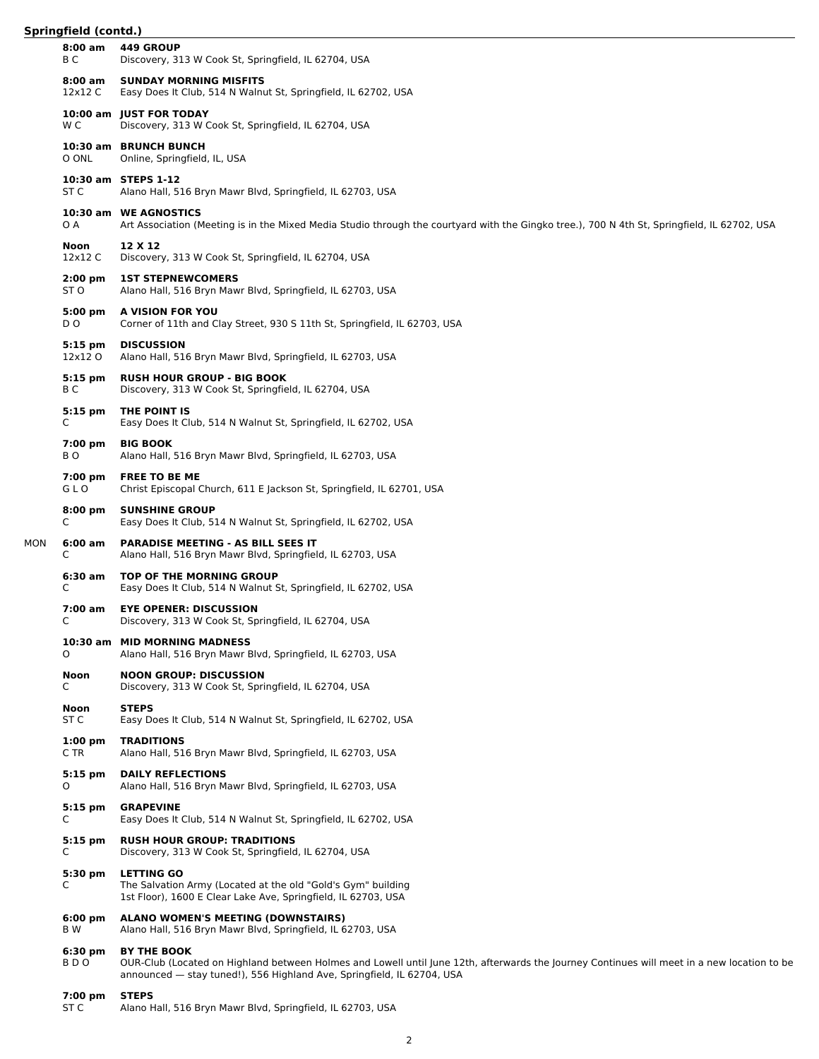## Springfield (contd.)

**8:00 am** B C
**449 GROUP**
Discovery, 313 W Cook St, Springfield, IL 62704, USA

**8:00 am** 12x12 C
**SUNDAY MORNING MISFITS**
Easy Does It Club, 514 N Walnut St, Springfield, IL 62702, USA

**10:00 am** W C
**JUST FOR TODAY**
Discovery, 313 W Cook St, Springfield, IL 62704, USA

**10:30 am** O ONL
**BRUNCH BUNCH**
Online, Springfield, IL, USA

**10:30 am** ST C
**STEPS 1-12**
Alano Hall, 516 Bryn Mawr Blvd, Springfield, IL 62703, USA

**10:30 am** O A
**WE AGNOSTICS**
Art Association (Meeting is in the Mixed Media Studio through the courtyard with the Gingko tree.), 700 N 4th St, Springfield, IL 62702, USA

**Noon** 12x12 C
**12 X 12**
Discovery, 313 W Cook St, Springfield, IL 62704, USA

**2:00 pm** ST O
**1ST STEPNEWCOMERS**
Alano Hall, 516 Bryn Mawr Blvd, Springfield, IL 62703, USA

**5:00 pm** D O
**A VISION FOR YOU**
Corner of 11th and Clay Street, 930 S 11th St, Springfield, IL 62703, USA

**5:15 pm** 12x12 O
**DISCUSSION**
Alano Hall, 516 Bryn Mawr Blvd, Springfield, IL 62703, USA

**5:15 pm** B C
**RUSH HOUR GROUP - BIG BOOK**
Discovery, 313 W Cook St, Springfield, IL 62704, USA

**5:15 pm** C
**THE POINT IS**
Easy Does It Club, 514 N Walnut St, Springfield, IL 62702, USA

**7:00 pm** B O
**BIG BOOK**
Alano Hall, 516 Bryn Mawr Blvd, Springfield, IL 62703, USA

**7:00 pm** G L O
**FREE TO BE ME**
Christ Episcopal Church, 611 E Jackson St, Springfield, IL 62701, USA

**8:00 pm** C
**SUNSHINE GROUP**
Easy Does It Club, 514 N Walnut St, Springfield, IL 62702, USA

### MON

**6:00 am** C
**PARADISE MEETING - AS BILL SEES IT**
Alano Hall, 516 Bryn Mawr Blvd, Springfield, IL 62703, USA

**6:30 am** C
**TOP OF THE MORNING GROUP**
Easy Does It Club, 514 N Walnut St, Springfield, IL 62702, USA

**7:00 am** C
**EYE OPENER: DISCUSSION**
Discovery, 313 W Cook St, Springfield, IL 62704, USA

**10:30 am** O
**MID MORNING MADNESS**
Alano Hall, 516 Bryn Mawr Blvd, Springfield, IL 62703, USA

**Noon** C
**NOON GROUP: DISCUSSION**
Discovery, 313 W Cook St, Springfield, IL 62704, USA

**Noon** ST C
**STEPS**
Easy Does It Club, 514 N Walnut St, Springfield, IL 62702, USA

**1:00 pm** C TR
**TRADITIONS**
Alano Hall, 516 Bryn Mawr Blvd, Springfield, IL 62703, USA

**5:15 pm** O
**DAILY REFLECTIONS**
Alano Hall, 516 Bryn Mawr Blvd, Springfield, IL 62703, USA

**5:15 pm** C
**GRAPEVINE**
Easy Does It Club, 514 N Walnut St, Springfield, IL 62702, USA

**5:15 pm** C
**RUSH HOUR GROUP: TRADITIONS**
Discovery, 313 W Cook St, Springfield, IL 62704, USA

**5:30 pm** C
**LETTING GO**
The Salvation Army (Located at the old "Gold's Gym" building
1st Floor), 1600 E Clear Lake Ave, Springfield, IL 62703, USA

**6:00 pm** B W
**ALANO WOMEN'S MEETING (DOWNSTAIRS)**
Alano Hall, 516 Bryn Mawr Blvd, Springfield, IL 62703, USA

**6:30 pm** B D O
**BY THE BOOK**
OUR-Club (Located on Highland between Holmes and Lowell until June 12th, afterwards the Journey Continues will meet in a new location to be announced — stay tuned!), 556 Highland Ave, Springfield, IL 62704, USA

**7:00 pm** ST C
**STEPS**
Alano Hall, 516 Bryn Mawr Blvd, Springfield, IL 62703, USA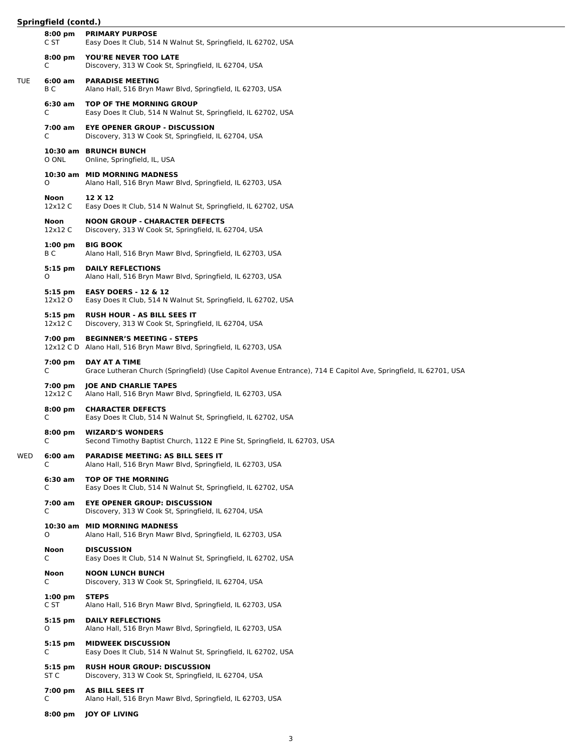## Springfield (contd.)

**8:00 pm** **PRIMARY PURPOSE**
C ST — Easy Does It Club, 514 N Walnut St, Springfield, IL 62702, USA

**8:00 pm** **YOU'RE NEVER TOO LATE**
C — Discovery, 313 W Cook St, Springfield, IL 62704, USA

### TUE

**6:00 am** **PARADISE MEETING**
B C — Alano Hall, 516 Bryn Mawr Blvd, Springfield, IL 62703, USA

**6:30 am** **TOP OF THE MORNING GROUP**
C — Easy Does It Club, 514 N Walnut St, Springfield, IL 62702, USA

**7:00 am** **EYE OPENER GROUP - DISCUSSION**
C — Discovery, 313 W Cook St, Springfield, IL 62704, USA

**10:30 am** **BRUNCH BUNCH**
O ONL — Online, Springfield, IL, USA

**10:30 am** **MID MORNING MADNESS**
O — Alano Hall, 516 Bryn Mawr Blvd, Springfield, IL 62703, USA

**Noon** **12 X 12**
12x12 C — Easy Does It Club, 514 N Walnut St, Springfield, IL 62702, USA

**Noon** **NOON GROUP - CHARACTER DEFECTS**
12x12 C — Discovery, 313 W Cook St, Springfield, IL 62704, USA

**1:00 pm** **BIG BOOK**
B C — Alano Hall, 516 Bryn Mawr Blvd, Springfield, IL 62703, USA

**5:15 pm** **DAILY REFLECTIONS**
O — Alano Hall, 516 Bryn Mawr Blvd, Springfield, IL 62703, USA

**5:15 pm** **EASY DOERS - 12 & 12**
12x12 O — Easy Does It Club, 514 N Walnut St, Springfield, IL 62702, USA

**5:15 pm** **RUSH HOUR - AS BILL SEES IT**
12x12 C — Discovery, 313 W Cook St, Springfield, IL 62704, USA

**7:00 pm** **BEGINNER'S MEETING - STEPS**
12x12 C D — Alano Hall, 516 Bryn Mawr Blvd, Springfield, IL 62703, USA

**7:00 pm** **DAY AT A TIME**
C — Grace Lutheran Church (Springfield) (Use Capitol Avenue Entrance), 714 E Capitol Ave, Springfield, IL 62701, USA

**7:00 pm** **JOE AND CHARLIE TAPES**
12x12 C — Alano Hall, 516 Bryn Mawr Blvd, Springfield, IL 62703, USA

**8:00 pm** **CHARACTER DEFECTS**
C — Easy Does It Club, 514 N Walnut St, Springfield, IL 62702, USA

**8:00 pm** **WIZARD'S WONDERS**
C — Second Timothy Baptist Church, 1122 E Pine St, Springfield, IL 62703, USA

### WED

**6:00 am** **PARADISE MEETING: AS BILL SEES IT**
C — Alano Hall, 516 Bryn Mawr Blvd, Springfield, IL 62703, USA

**6:30 am** **TOP OF THE MORNING**
C — Easy Does It Club, 514 N Walnut St, Springfield, IL 62702, USA

**7:00 am** **EYE OPENER GROUP: DISCUSSION**
C — Discovery, 313 W Cook St, Springfield, IL 62704, USA

**10:30 am** **MID MORNING MADNESS**
O — Alano Hall, 516 Bryn Mawr Blvd, Springfield, IL 62703, USA

**Noon** **DISCUSSION**
C — Easy Does It Club, 514 N Walnut St, Springfield, IL 62702, USA

**Noon** **NOON LUNCH BUNCH**
C — Discovery, 313 W Cook St, Springfield, IL 62704, USA

**1:00 pm** **STEPS**
C ST — Alano Hall, 516 Bryn Mawr Blvd, Springfield, IL 62703, USA

**5:15 pm** **DAILY REFLECTIONS**
O — Alano Hall, 516 Bryn Mawr Blvd, Springfield, IL 62703, USA

**5:15 pm** **MIDWEEK DISCUSSION**
C — Easy Does It Club, 514 N Walnut St, Springfield, IL 62702, USA

**5:15 pm** **RUSH HOUR GROUP: DISCUSSION**
ST C — Discovery, 313 W Cook St, Springfield, IL 62704, USA

**7:00 pm** **AS BILL SEES IT**
C — Alano Hall, 516 Bryn Mawr Blvd, Springfield, IL 62703, USA

**8:00 pm** **JOY OF LIVING**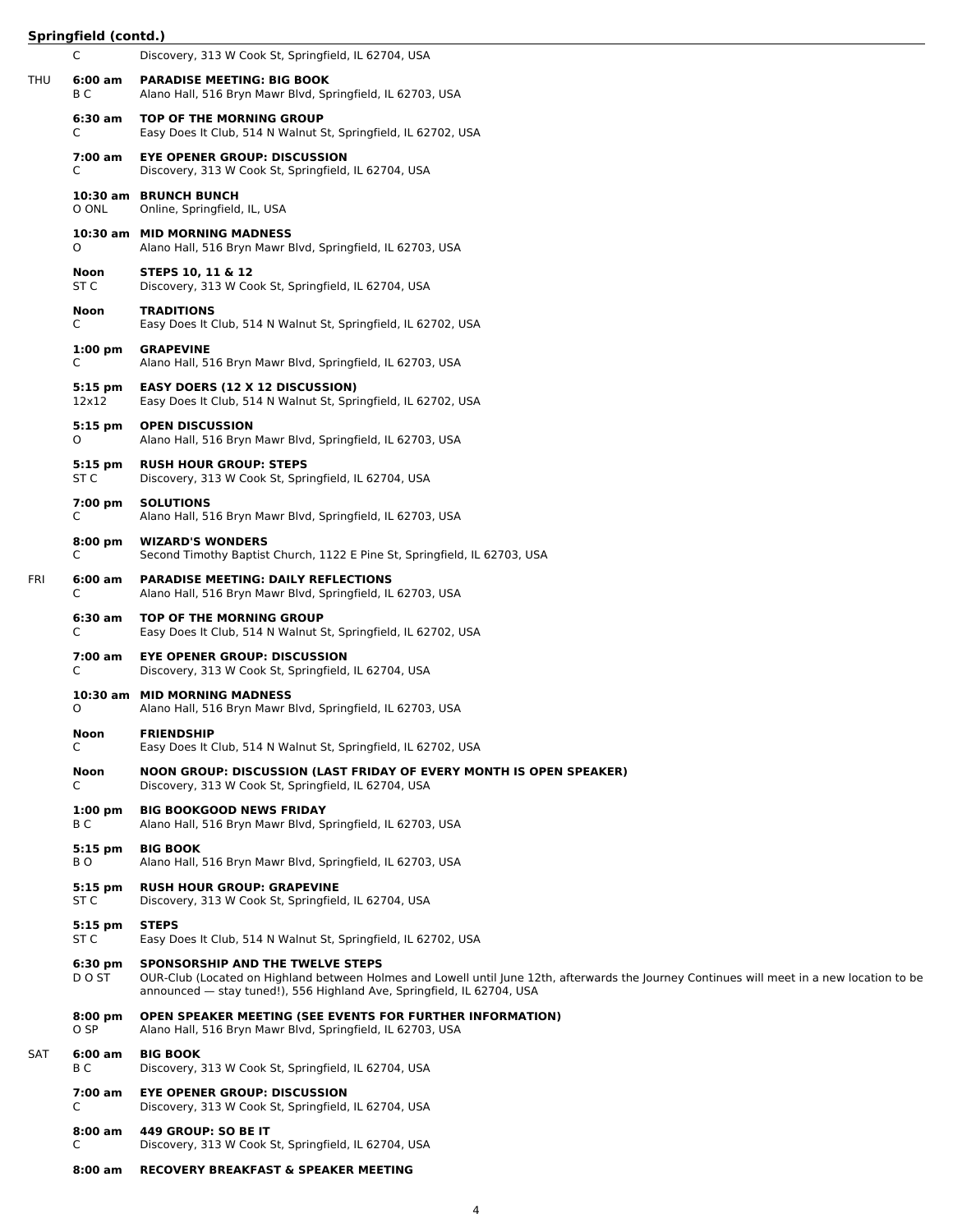**Springfield (contd.)**

| | | |
|---|---|---|
| | C | Discovery, 313 W Cook St, Springfield, IL 62704, USA |
| THU | **6:00 am** B C | **PARADISE MEETING: BIG BOOK** Alano Hall, 516 Bryn Mawr Blvd, Springfield, IL 62703, USA |
| | **6:30 am** C | **TOP OF THE MORNING GROUP** Easy Does It Club, 514 N Walnut St, Springfield, IL 62702, USA |
| | **7:00 am** C | **EYE OPENER GROUP: DISCUSSION** Discovery, 313 W Cook St, Springfield, IL 62704, USA |
| | **10:30 am** O ONL | **BRUNCH BUNCH** Online, Springfield, IL, USA |
| | **10:30 am** O | **MID MORNING MADNESS** Alano Hall, 516 Bryn Mawr Blvd, Springfield, IL 62703, USA |
| | **Noon** ST C | **STEPS 10, 11 & 12** Discovery, 313 W Cook St, Springfield, IL 62704, USA |
| | **Noon** C | **TRADITIONS** Easy Does It Club, 514 N Walnut St, Springfield, IL 62702, USA |
| | **1:00 pm** C | **GRAPEVINE** Alano Hall, 516 Bryn Mawr Blvd, Springfield, IL 62703, USA |
| | **5:15 pm** 12x12 | **EASY DOERS (12 X 12 DISCUSSION)** Easy Does It Club, 514 N Walnut St, Springfield, IL 62702, USA |
| | **5:15 pm** O | **OPEN DISCUSSION** Alano Hall, 516 Bryn Mawr Blvd, Springfield, IL 62703, USA |
| | **5:15 pm** ST C | **RUSH HOUR GROUP: STEPS** Discovery, 313 W Cook St, Springfield, IL 62704, USA |
| | **7:00 pm** C | **SOLUTIONS** Alano Hall, 516 Bryn Mawr Blvd, Springfield, IL 62703, USA |
| | **8:00 pm** C | **WIZARD'S WONDERS** Second Timothy Baptist Church, 1122 E Pine St, Springfield, IL 62703, USA |
| FRI | **6:00 am** C | **PARADISE MEETING: DAILY REFLECTIONS** Alano Hall, 516 Bryn Mawr Blvd, Springfield, IL 62703, USA |
| | **6:30 am** C | **TOP OF THE MORNING GROUP** Easy Does It Club, 514 N Walnut St, Springfield, IL 62702, USA |
| | **7:00 am** C | **EYE OPENER GROUP: DISCUSSION** Discovery, 313 W Cook St, Springfield, IL 62704, USA |
| | **10:30 am** O | **MID MORNING MADNESS** Alano Hall, 516 Bryn Mawr Blvd, Springfield, IL 62703, USA |
| | **Noon** C | **FRIENDSHIP** Easy Does It Club, 514 N Walnut St, Springfield, IL 62702, USA |
| | **Noon** C | **NOON GROUP: DISCUSSION (LAST FRIDAY OF EVERY MONTH IS OPEN SPEAKER)** Discovery, 313 W Cook St, Springfield, IL 62704, USA |
| | **1:00 pm** B C | **BIG BOOKGOOD NEWS FRIDAY** Alano Hall, 516 Bryn Mawr Blvd, Springfield, IL 62703, USA |
| | **5:15 pm** B O | **BIG BOOK** Alano Hall, 516 Bryn Mawr Blvd, Springfield, IL 62703, USA |
| | **5:15 pm** ST C | **RUSH HOUR GROUP: GRAPEVINE** Discovery, 313 W Cook St, Springfield, IL 62704, USA |
| | **5:15 pm** ST C | **STEPS** Easy Does It Club, 514 N Walnut St, Springfield, IL 62702, USA |
| | **6:30 pm** D O ST | **SPONSORSHIP AND THE TWELVE STEPS** OUR-Club (Located on Highland between Holmes and Lowell until June 12th, afterwards the Journey Continues will meet in a new location to be announced — stay tuned!), 556 Highland Ave, Springfield, IL 62704, USA |
| | **8:00 pm** O SP | **OPEN SPEAKER MEETING (SEE EVENTS FOR FURTHER INFORMATION)** Alano Hall, 516 Bryn Mawr Blvd, Springfield, IL 62703, USA |
| SAT | **6:00 am** B C | **BIG BOOK** Discovery, 313 W Cook St, Springfield, IL 62704, USA |
| | **7:00 am** C | **EYE OPENER GROUP: DISCUSSION** Discovery, 313 W Cook St, Springfield, IL 62704, USA |
| | **8:00 am** C | **449 GROUP: SO BE IT** Discovery, 313 W Cook St, Springfield, IL 62704, USA |
| | **8:00 am** | **RECOVERY BREAKFAST & SPEAKER MEETING** |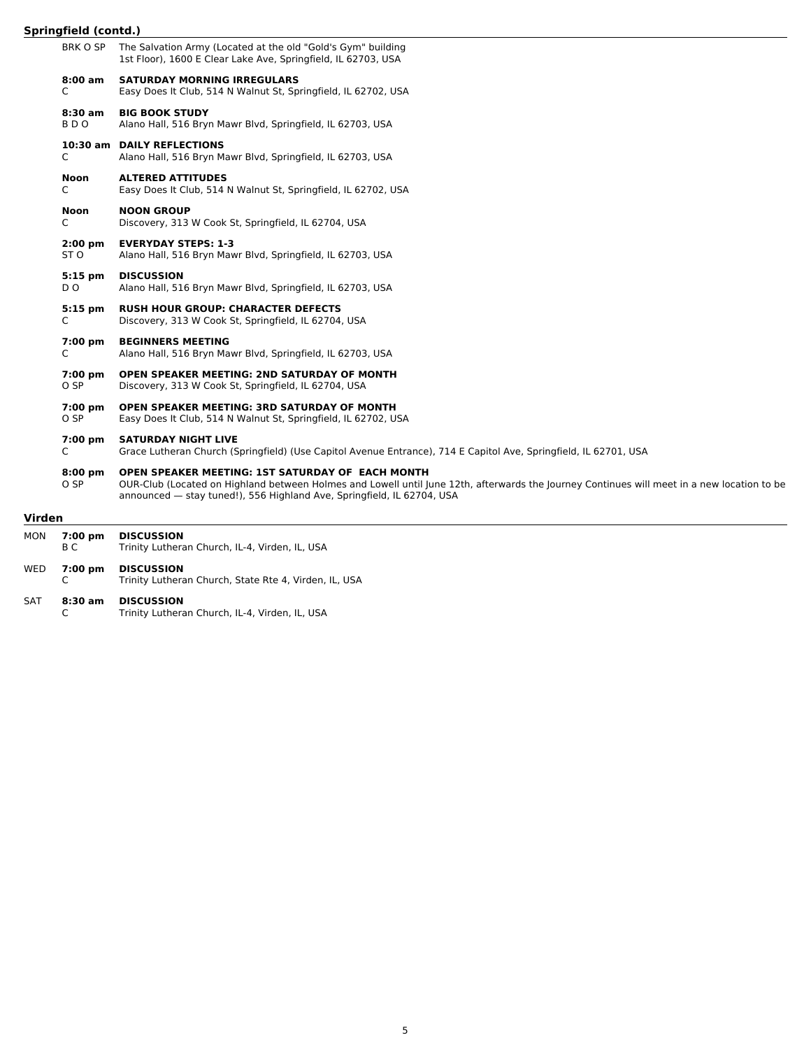## Springfield (contd.)

| | | |
|---|---|---|
| | BRK O SP | The Salvation Army (Located at the old "Gold's Gym" building 1st Floor), 1600 E Clear Lake Ave, Springfield, IL 62703, USA |
| | **8:00 am** C | **SATURDAY MORNING IRREGULARS** Easy Does It Club, 514 N Walnut St, Springfield, IL 62702, USA |
| | **8:30 am** B D O | **BIG BOOK STUDY** Alano Hall, 516 Bryn Mawr Blvd, Springfield, IL 62703, USA |
| | **10:30 am** C | **DAILY REFLECTIONS** Alano Hall, 516 Bryn Mawr Blvd, Springfield, IL 62703, USA |
| | **Noon** C | **ALTERED ATTITUDES** Easy Does It Club, 514 N Walnut St, Springfield, IL 62702, USA |
| | **Noon** C | **NOON GROUP** Discovery, 313 W Cook St, Springfield, IL 62704, USA |
| | **2:00 pm** ST O | **EVERYDAY STEPS: 1-3** Alano Hall, 516 Bryn Mawr Blvd, Springfield, IL 62703, USA |
| | **5:15 pm** D O | **DISCUSSION** Alano Hall, 516 Bryn Mawr Blvd, Springfield, IL 62703, USA |
| | **5:15 pm** C | **RUSH HOUR GROUP: CHARACTER DEFECTS** Discovery, 313 W Cook St, Springfield, IL 62704, USA |
| | **7:00 pm** C | **BEGINNERS MEETING** Alano Hall, 516 Bryn Mawr Blvd, Springfield, IL 62703, USA |
| | **7:00 pm** O SP | **OPEN SPEAKER MEETING: 2ND SATURDAY OF MONTH** Discovery, 313 W Cook St, Springfield, IL 62704, USA |
| | **7:00 pm** O SP | **OPEN SPEAKER MEETING: 3RD SATURDAY OF MONTH** Easy Does It Club, 514 N Walnut St, Springfield, IL 62702, USA |
| | **7:00 pm** C | **SATURDAY NIGHT LIVE** Grace Lutheran Church (Springfield) (Use Capitol Avenue Entrance), 714 E Capitol Ave, Springfield, IL 62701, USA |
| | **8:00 pm** O SP | **OPEN SPEAKER MEETING: 1ST SATURDAY OF EACH MONTH** OUR-Club (Located on Highland between Holmes and Lowell until June 12th, afterwards the Journey Continues will meet in a new location to be announced — stay tuned!), 556 Highland Ave, Springfield, IL 62704, USA |

## Virden

| | | |
|---|---|---|
| MON | **7:00 pm** B C | **DISCUSSION** Trinity Lutheran Church, IL-4, Virden, IL, USA |
| WED | **7:00 pm** C | **DISCUSSION** Trinity Lutheran Church, State Rte 4, Virden, IL, USA |
| SAT | **8:30 am** C | **DISCUSSION** Trinity Lutheran Church, IL-4, Virden, IL, USA |